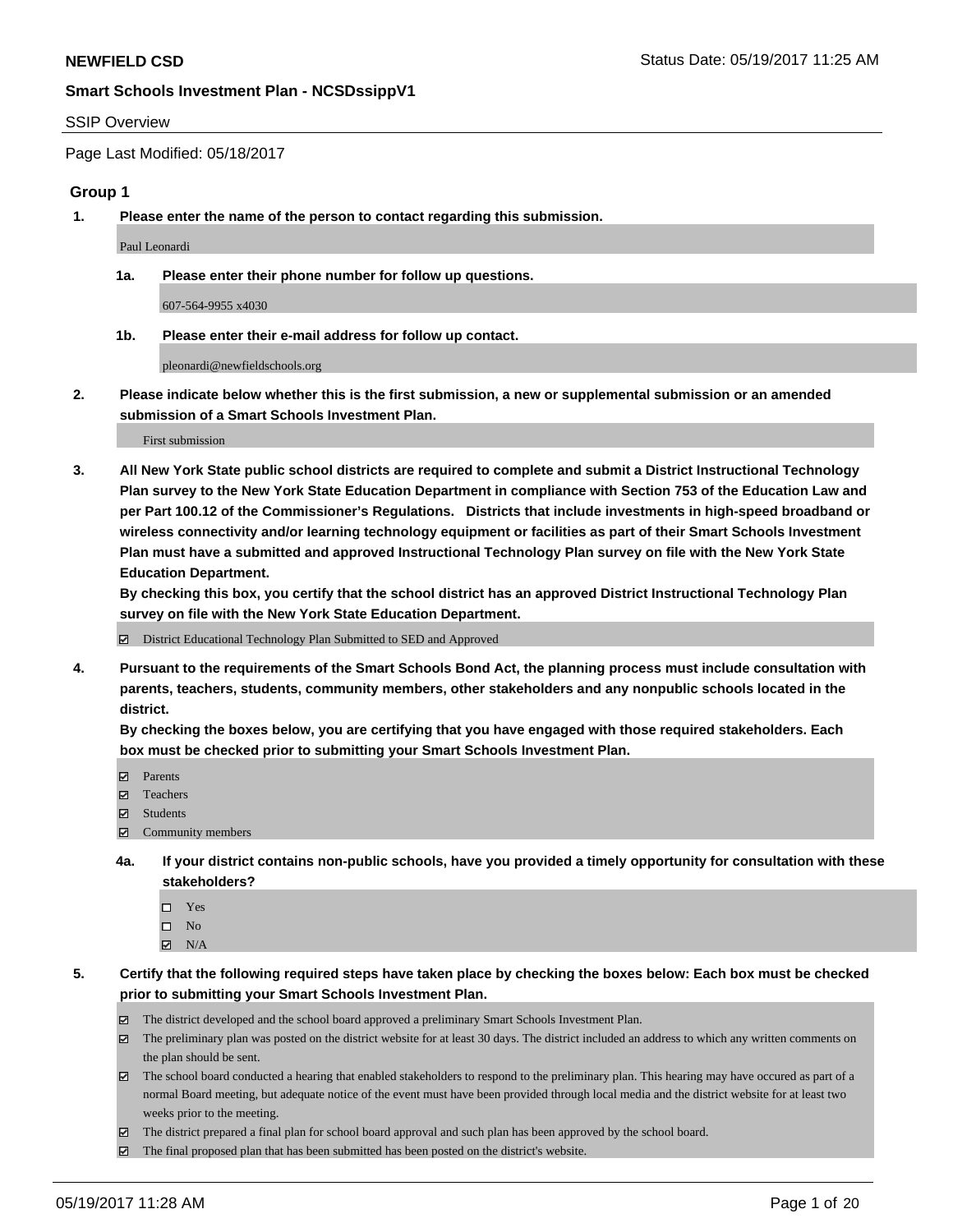**NEWFIELD CSD** Status Date: 05/19/2017 11:25 AM

**Smart Schools Investment Plan - NCSDssippV1**

SSIP Overview

Page Last Modified: 05/18/2017

### Group 1

**1. Please enter the name of the person to contact regarding this submission.**

Paul Leonardi

**1a. Please enter their phone number for follow up questions.**

607-564-9955 x4030

**1b. Please enter their e-mail address for follow up contact.**

pleonardi@newfieldschools.org

**2. Please indicate below whether this is the first submission, a new or supplemental submission or an amended submission of a Smart Schools Investment Plan.**

First submission

**3. All New York State public school districts are required to complete and submit a District Instructional Technology Plan survey to the New York State Education Department in compliance with Section 753 of the Education Law and per Part 100.12 of the Commissioner's Regulations. Districts that include investments in high-speed broadband or wireless connectivity and/or learning technology equipment or facilities as part of their Smart Schools Investment Plan must have a submitted and approved Instructional Technology Plan survey on file with the New York State Education Department.**
**By checking this box, you certify that the school district has an approved District Instructional Technology Plan survey on file with the New York State Education Department.**

- ☑ District Educational Technology Plan Submitted to SED and Approved

**4. Pursuant to the requirements of the Smart Schools Bond Act, the planning process must include consultation with parents, teachers, students, community members, other stakeholders and any nonpublic schools located in the district.**
**By checking the boxes below, you are certifying that you have engaged with those required stakeholders. Each box must be checked prior to submitting your Smart Schools Investment Plan.**

- ☑ Parents
- ☑ Teachers
- ☑ Students
- ☑ Community members

**4a. If your district contains non-public schools, have you provided a timely opportunity for consultation with these stakeholders?**

- ☐ Yes
- ☐ No
- ☑ N/A

**5. Certify that the following required steps have taken place by checking the boxes below: Each box must be checked prior to submitting your Smart Schools Investment Plan.**

- ☑ The district developed and the school board approved a preliminary Smart Schools Investment Plan.
- ☑ The preliminary plan was posted on the district website for at least 30 days. The district included an address to which any written comments on the plan should be sent.
- ☑ The school board conducted a hearing that enabled stakeholders to respond to the preliminary plan. This hearing may have occured as part of a normal Board meeting, but adequate notice of the event must have been provided through local media and the district website for at least two weeks prior to the meeting.
- ☑ The district prepared a final plan for school board approval and such plan has been approved by the school board.
- ☑ The final proposed plan that has been submitted has been posted on the district's website.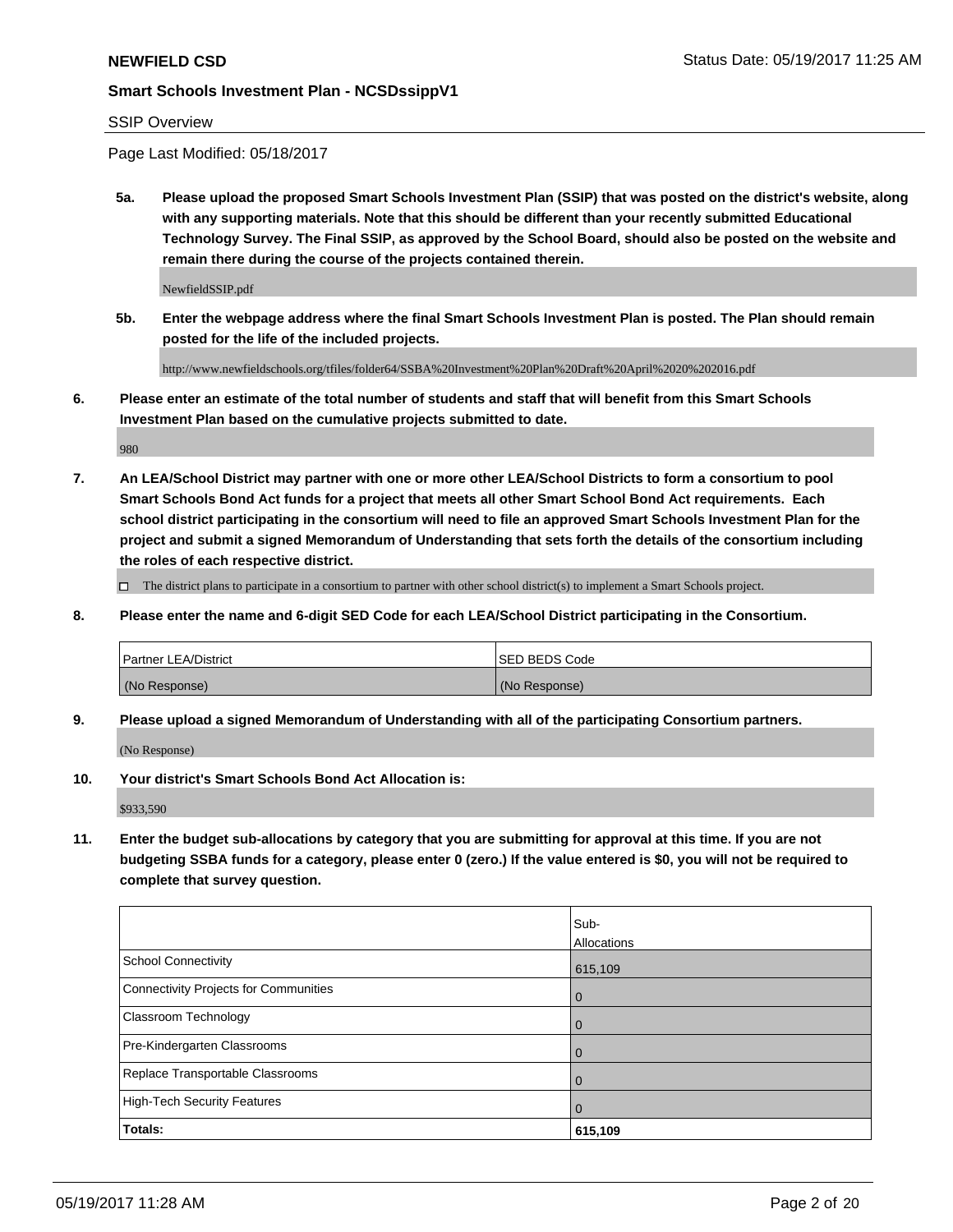SSIP Overview

Page Last Modified: 05/18/2017

**5a. Please upload the proposed Smart Schools Investment Plan (SSIP) that was posted on the district's website, along with any supporting materials. Note that this should be different than your recently submitted Educational Technology Survey. The Final SSIP, as approved by the School Board, should also be posted on the website and remain there during the course of the projects contained therein.**

NewfieldSSIP.pdf

**5b. Enter the webpage address where the final Smart Schools Investment Plan is posted. The Plan should remain posted for the life of the included projects.**

http://www.newfieldschools.org/tfiles/folder64/SSBA%20Investment%20Plan%20Draft%20April%2020%202016.pdf

**6. Please enter an estimate of the total number of students and staff that will benefit from this Smart Schools Investment Plan based on the cumulative projects submitted to date.**

980

**7. An LEA/School District may partner with one or more other LEA/School Districts to form a consortium to pool Smart Schools Bond Act funds for a project that meets all other Smart School Bond Act requirements. Each school district participating in the consortium will need to file an approved Smart Schools Investment Plan for the project and submit a signed Memorandum of Understanding that sets forth the details of the consortium including the roles of each respective district.**

☐ The district plans to participate in a consortium to partner with other school district(s) to implement a Smart Schools project.

**8. Please enter the name and 6-digit SED Code for each LEA/School District participating in the Consortium.**

| Partner LEA/District | SED BEDS Code |
|---|---|
| (No Response) | (No Response) |

**9. Please upload a signed Memorandum of Understanding with all of the participating Consortium partners.**

(No Response)

**10. Your district's Smart Schools Bond Act Allocation is:**

$933,590

**11. Enter the budget sub-allocations by category that you are submitting for approval at this time. If you are not budgeting SSBA funds for a category, please enter 0 (zero.) If the value entered is $0, you will not be required to complete that survey question.**

| | Sub-Allocations |
|---|---|
| School Connectivity | 615,109 |
| Connectivity Projects for Communities | 0 |
| Classroom Technology | 0 |
| Pre-Kindergarten Classrooms | 0 |
| Replace Transportable Classrooms | 0 |
| High-Tech Security Features | 0 |
| **Totals:** | **615,109** |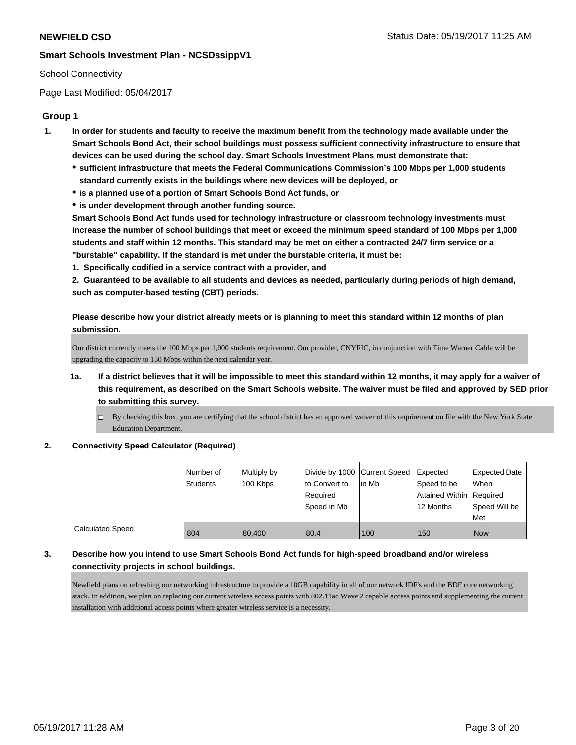School Connectivity

Page Last Modified: 05/04/2017

## Group 1

**1. In order for students and faculty to receive the maximum benefit from the technology made available under the Smart Schools Bond Act, their school buildings must possess sufficient connectivity infrastructure to ensure that devices can be used during the school day. Smart Schools Investment Plans must demonstrate that:**

- **sufficient infrastructure that meets the Federal Communications Commission's 100 Mbps per 1,000 students standard currently exists in the buildings where new devices will be deployed, or**
- **is a planned use of a portion of Smart Schools Bond Act funds, or**
- **is under development through another funding source.**

**Smart Schools Bond Act funds used for technology infrastructure or classroom technology investments must increase the number of school buildings that meet or exceed the minimum speed standard of 100 Mbps per 1,000 students and staff within 12 months. This standard may be met on either a contracted 24/7 firm service or a "burstable" capability. If the standard is met under the burstable criteria, it must be:**

**1. Specifically codified in a service contract with a provider, and**

**2. Guaranteed to be available to all students and devices as needed, particularly during periods of high demand, such as computer-based testing (CBT) periods.**

**Please describe how your district already meets or is planning to meet this standard within 12 months of plan submission.**

Our district currently meets the 100 Mbps per 1,000 students requirement. Our provider, CNYRIC, in conjunction with Time Warner Cable will be upgrading the capacity to 150 Mbps within the next calendar year.

**1a. If a district believes that it will be impossible to meet this standard within 12 months, it may apply for a waiver of this requirement, as described on the Smart Schools website. The waiver must be filed and approved by SED prior to submitting this survey.**

☐ By checking this box, you are certifying that the school district has an approved waiver of this requirement on file with the New York State Education Department.

**2. Connectivity Speed Calculator (Required)**

| | Number of Students | Multiply by 100 Kbps | Divide by 1000 to Convert to Required Speed in Mb | Current Speed in Mb | Expected Speed to be Attained Within 12 Months | Expected Date When Required Speed Will be Met |
|---|---|---|---|---|---|---|
| Calculated Speed | 804 | 80,400 | 80.4 | 100 | 150 | Now |

**3. Describe how you intend to use Smart Schools Bond Act funds for high-speed broadband and/or wireless connectivity projects in school buildings.**

Newfield plans on refreshing our networking infrastructure to provide a 10GB capability in all of our network IDF's and the BDF core networking stack. In addition, we plan on replacing our current wireless access points with 802.11ac Wave 2 capable access points and supplementing the current installation with additional access points where greater wireless service is a necessity.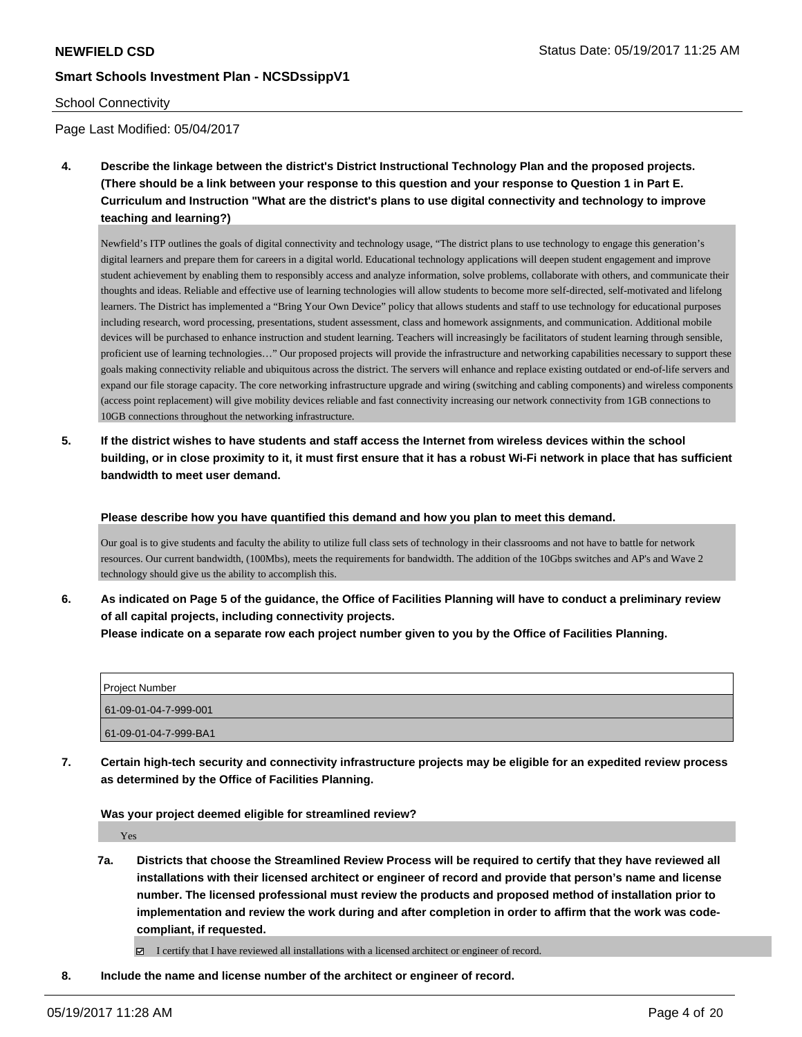School Connectivity

Page Last Modified: 05/04/2017

**4. Describe the linkage between the district's District Instructional Technology Plan and the proposed projects. (There should be a link between your response to this question and your response to Question 1 in Part E. Curriculum and Instruction "What are the district's plans to use digital connectivity and technology to improve teaching and learning?)**

Newfield's ITP outlines the goals of digital connectivity and technology usage, "The district plans to use technology to engage this generation's digital learners and prepare them for careers in a digital world. Educational technology applications will deepen student engagement and improve student achievement by enabling them to responsibly access and analyze information, solve problems, collaborate with others, and communicate their thoughts and ideas. Reliable and effective use of learning technologies will allow students to become more self-directed, self-motivated and lifelong learners. The District has implemented a "Bring Your Own Device" policy that allows students and staff to use technology for educational purposes including research, word processing, presentations, student assessment, class and homework assignments, and communication. Additional mobile devices will be purchased to enhance instruction and student learning. Teachers will increasingly be facilitators of student learning through sensible, proficient use of learning technologies…" Our proposed projects will provide the infrastructure and networking capabilities necessary to support these goals making connectivity reliable and ubiquitous across the district. The servers will enhance and replace existing outdated or end-of-life servers and expand our file storage capacity. The core networking infrastructure upgrade and wiring (switching and cabling components) and wireless components (access point replacement) will give mobility devices reliable and fast connectivity increasing our network connectivity from 1GB connections to 10GB connections throughout the networking infrastructure.

**5. If the district wishes to have students and staff access the Internet from wireless devices within the school building, or in close proximity to it, it must first ensure that it has a robust Wi-Fi network in place that has sufficient bandwidth to meet user demand.**

**Please describe how you have quantified this demand and how you plan to meet this demand.**

Our goal is to give students and faculty the ability to utilize full class sets of technology in their classrooms and not have to battle for network resources. Our current bandwidth, (100Mbs), meets the requirements for bandwidth. The addition of the 10Gbps switches and AP's and Wave 2 technology should give us the ability to accomplish this.

**6. As indicated on Page 5 of the guidance, the Office of Facilities Planning will have to conduct a preliminary review of all capital projects, including connectivity projects.**
**Please indicate on a separate row each project number given to you by the Office of Facilities Planning.**

| Project Number |
| --- |
| 61-09-01-04-7-999-001 |
| 61-09-01-04-7-999-BA1 |

**7. Certain high-tech security and connectivity infrastructure projects may be eligible for an expedited review process as determined by the Office of Facilities Planning.**

**Was your project deemed eligible for streamlined review?**

Yes

**7a. Districts that choose the Streamlined Review Process will be required to certify that they have reviewed all installations with their licensed architect or engineer of record and provide that person's name and license number. The licensed professional must review the products and proposed method of installation prior to implementation and review the work during and after completion in order to affirm that the work was code-compliant, if requested.**

☑ I certify that I have reviewed all installations with a licensed architect or engineer of record.

**8. Include the name and license number of the architect or engineer of record.**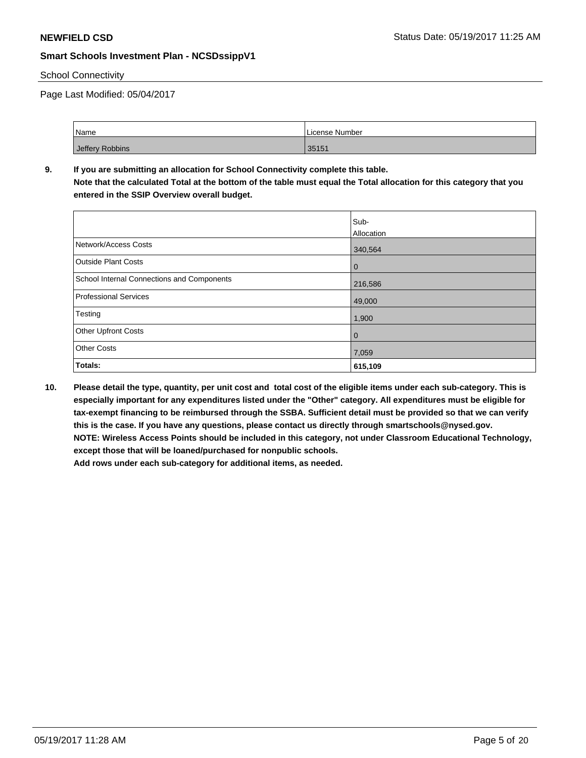School Connectivity

Page Last Modified: 05/04/2017

| Name | License Number |
|---|---|
| Jeffery Robbins | 35151 |

**9. If you are submitting an allocation for School Connectivity complete this table. Note that the calculated Total at the bottom of the table must equal the Total allocation for this category that you entered in the SSIP Overview overall budget.**

| | Sub-Allocation |
|---|---|
| Network/Access Costs | 340,564 |
| Outside Plant Costs | 0 |
| School Internal Connections and Components | 216,586 |
| Professional Services | 49,000 |
| Testing | 1,900 |
| Other Upfront Costs | 0 |
| Other Costs | 7,059 |
| **Totals:** | **615,109** |

**10. Please detail the type, quantity, per unit cost and total cost of the eligible items under each sub-category. This is especially important for any expenditures listed under the "Other" category. All expenditures must be eligible for tax-exempt financing to be reimbursed through the SSBA. Sufficient detail must be provided so that we can verify this is the case. If you have any questions, please contact us directly through smartschools@nysed.gov.
NOTE: Wireless Access Points should be included in this category, not under Classroom Educational Technology, except those that will be loaned/purchased for nonpublic schools.
Add rows under each sub-category for additional items, as needed.**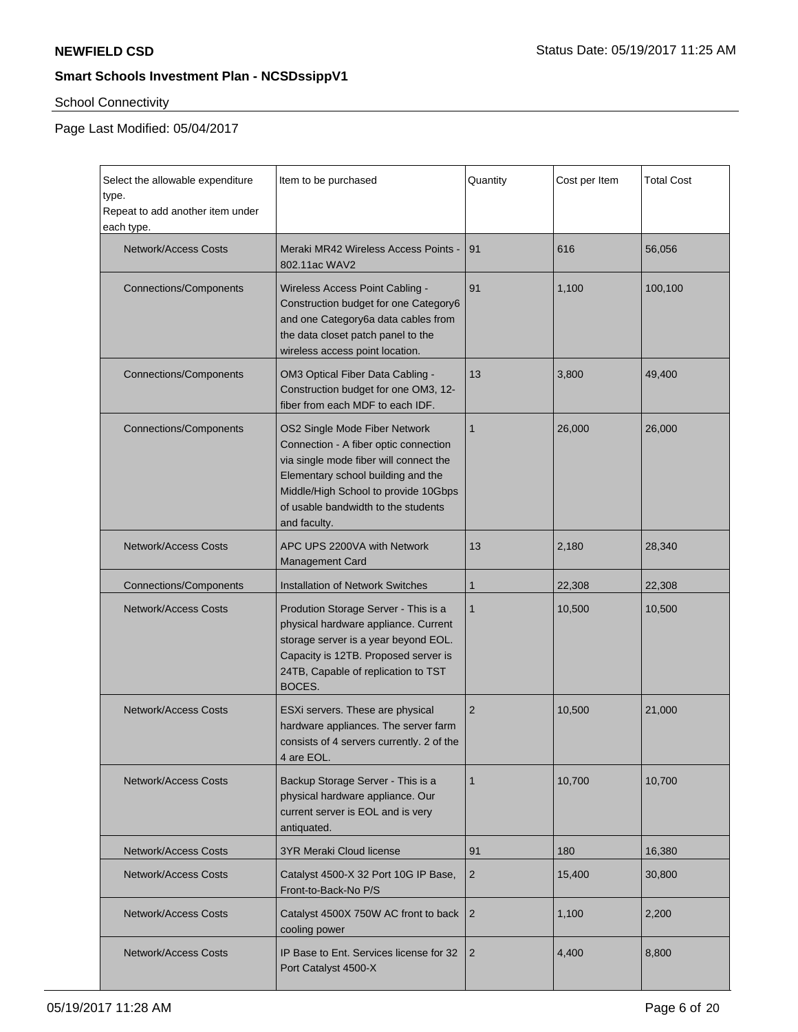**NEWFIELD CSD**

**Smart Schools Investment Plan - NCSDssippV1**

School Connectivity

Page Last Modified: 05/04/2017

| Select the allowable expenditure type. Repeat to add another item under each type. | Item to be purchased | Quantity | Cost per Item | Total Cost |
|---|---|---|---|---|
| Network/Access Costs | Meraki MR42 Wireless Access Points - 802.11ac WAV2 | 91 | 616 | 56,056 |
| Connections/Components | Wireless Access Point Cabling - Construction budget for one Category6 and one Category6a data cables from the data closet patch panel to the wireless access point location. | 91 | 1,100 | 100,100 |
| Connections/Components | OM3 Optical Fiber Data Cabling - Construction budget for one OM3, 12-fiber from each MDF to each IDF. | 13 | 3,800 | 49,400 |
| Connections/Components | OS2 Single Mode Fiber Network Connection - A fiber optic connection via single mode fiber will connect the Elementary school building and the Middle/High School to provide 10Gbps of usable bandwidth to the students and faculty. | 1 | 26,000 | 26,000 |
| Network/Access Costs | APC UPS 2200VA with Network Management Card | 13 | 2,180 | 28,340 |
| Connections/Components | Installation of Network Switches | 1 | 22,308 | 22,308 |
| Network/Access Costs | Prodution Storage Server - This is a physical hardware appliance. Current storage server is a year beyond EOL. Capacity is 12TB. Proposed server is 24TB, Capable of replication to TST BOCES. | 1 | 10,500 | 10,500 |
| Network/Access Costs | ESXi servers. These are physical hardware appliances. The server farm consists of 4 servers currently. 2 of the 4 are EOL. | 2 | 10,500 | 21,000 |
| Network/Access Costs | Backup Storage Server - This is a physical hardware appliance. Our current server is EOL and is very antiquated. | 1 | 10,700 | 10,700 |
| Network/Access Costs | 3YR Meraki Cloud license | 91 | 180 | 16,380 |
| Network/Access Costs | Catalyst 4500-X 32 Port 10G IP Base, Front-to-Back-No P/S | 2 | 15,400 | 30,800 |
| Network/Access Costs | Catalyst 4500X 750W AC front to back cooling power | 2 | 1,100 | 2,200 |
| Network/Access Costs | IP Base to Ent. Services license for 32 Port Catalyst 4500-X | 2 | 4,400 | 8,800 |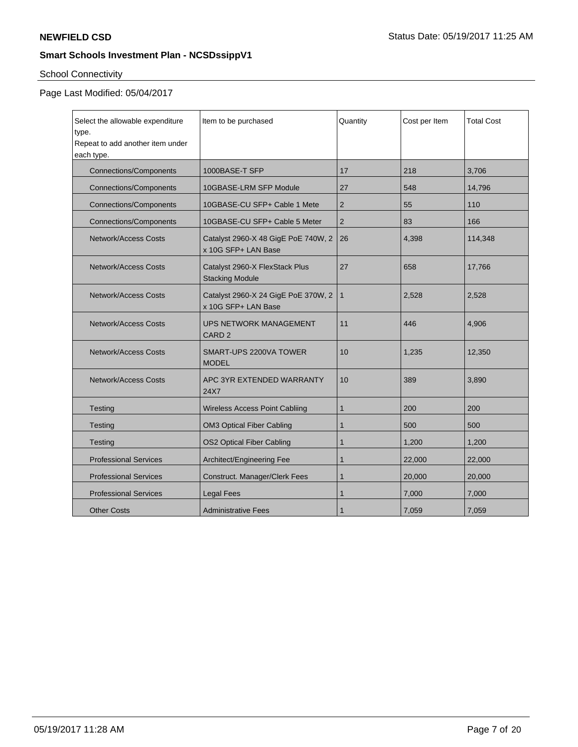School Connectivity

Page Last Modified: 05/04/2017

| Select the allowable expenditure type. Repeat to add another item under each type. | Item to be purchased | Quantity | Cost per Item | Total Cost |
|---|---|---|---|---|
| Connections/Components | 1000BASE-T SFP | 17 | 218 | 3,706 |
| Connections/Components | 10GBASE-LRM SFP Module | 27 | 548 | 14,796 |
| Connections/Components | 10GBASE-CU SFP+ Cable 1 Mete | 2 | 55 | 110 |
| Connections/Components | 10GBASE-CU SFP+ Cable 5 Meter | 2 | 83 | 166 |
| Network/Access Costs | Catalyst 2960-X 48 GigE PoE 740W, 2 x 10G SFP+ LAN Base | 26 | 4,398 | 114,348 |
| Network/Access Costs | Catalyst 2960-X FlexStack Plus Stacking Module | 27 | 658 | 17,766 |
| Network/Access Costs | Catalyst 2960-X 24 GigE PoE 370W, 2 x 10G SFP+ LAN Base | 1 | 2,528 | 2,528 |
| Network/Access Costs | UPS NETWORK MANAGEMENT CARD 2 | 11 | 446 | 4,906 |
| Network/Access Costs | SMART-UPS 2200VA TOWER MODEL | 10 | 1,235 | 12,350 |
| Network/Access Costs | APC 3YR EXTENDED WARRANTY 24X7 | 10 | 389 | 3,890 |
| Testing | Wireless Access Point Cabliing | 1 | 200 | 200 |
| Testing | OM3 Optical Fiber Cabling | 1 | 500 | 500 |
| Testing | OS2 Optical Fiber Cabling | 1 | 1,200 | 1,200 |
| Professional Services | Architect/Engineering Fee | 1 | 22,000 | 22,000 |
| Professional Services | Construct. Manager/Clerk Fees | 1 | 20,000 | 20,000 |
| Professional Services | Legal Fees | 1 | 7,000 | 7,000 |
| Other Costs | Administrative Fees | 1 | 7,059 | 7,059 |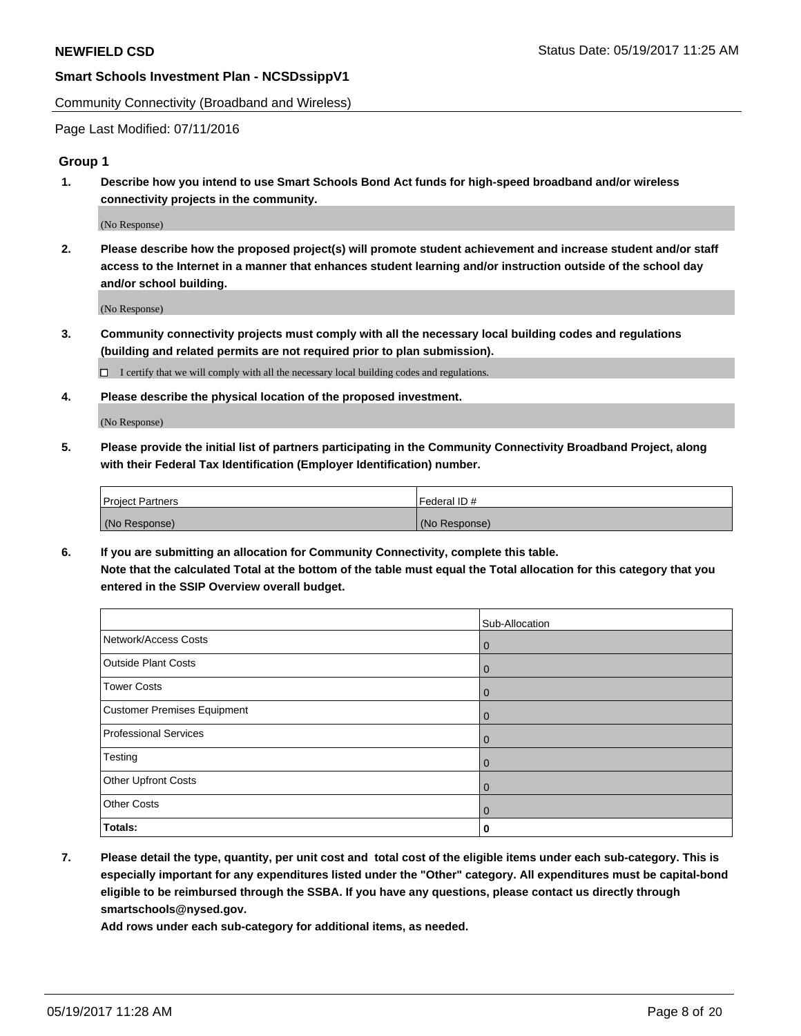Community Connectivity (Broadband and Wireless)

Page Last Modified: 07/11/2016

## Group 1

**1. Describe how you intend to use Smart Schools Bond Act funds for high-speed broadband and/or wireless connectivity projects in the community.**

(No Response)

**2. Please describe how the proposed project(s) will promote student achievement and increase student and/or staff access to the Internet in a manner that enhances student learning and/or instruction outside of the school day and/or school building.**

(No Response)

**3. Community connectivity projects must comply with all the necessary local building codes and regulations (building and related permits are not required prior to plan submission).**

☐ I certify that we will comply with all the necessary local building codes and regulations.

**4. Please describe the physical location of the proposed investment.**

(No Response)

**5. Please provide the initial list of partners participating in the Community Connectivity Broadband Project, along with their Federal Tax Identification (Employer Identification) number.**

| Project Partners | Federal ID # |
|---|---|
| (No Response) | (No Response) |

**6. If you are submitting an allocation for Community Connectivity, complete this table. Note that the calculated Total at the bottom of the table must equal the Total allocation for this category that you entered in the SSIP Overview overall budget.**

| | Sub-Allocation |
|---|---|
| Network/Access Costs | 0 |
| Outside Plant Costs | 0 |
| Tower Costs | 0 |
| Customer Premises Equipment | 0 |
| Professional Services | 0 |
| Testing | 0 |
| Other Upfront Costs | 0 |
| Other Costs | 0 |
| **Totals:** | **0** |

**7. Please detail the type, quantity, per unit cost and total cost of the eligible items under each sub-category. This is especially important for any expenditures listed under the "Other" category. All expenditures must be capital-bond eligible to be reimbursed through the SSBA. If you have any questions, please contact us directly through smartschools@nysed.gov.**
**Add rows under each sub-category for additional items, as needed.**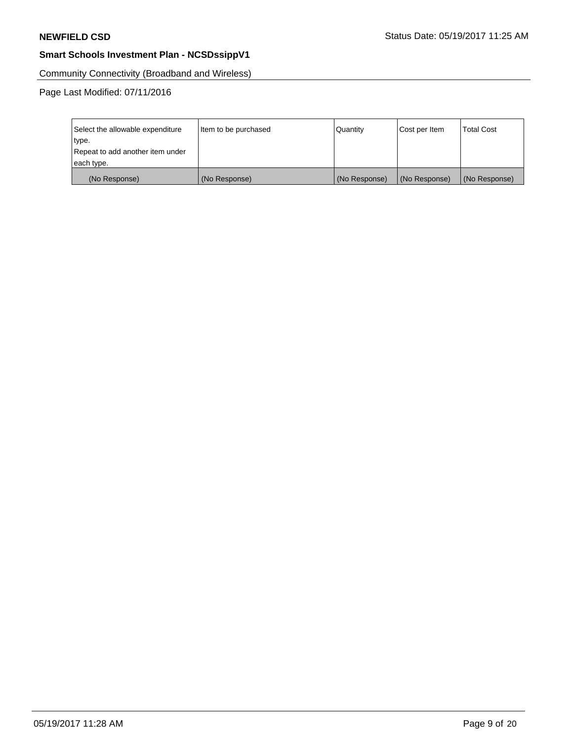Community Connectivity (Broadband and Wireless)

Page Last Modified: 07/11/2016

| Select the allowable expenditure type.<br>Repeat to add another item under each type. | Item to be purchased | Quantity | Cost per Item | Total Cost |
|---|---|---|---|---|
| (No Response) | (No Response) | (No Response) | (No Response) | (No Response) |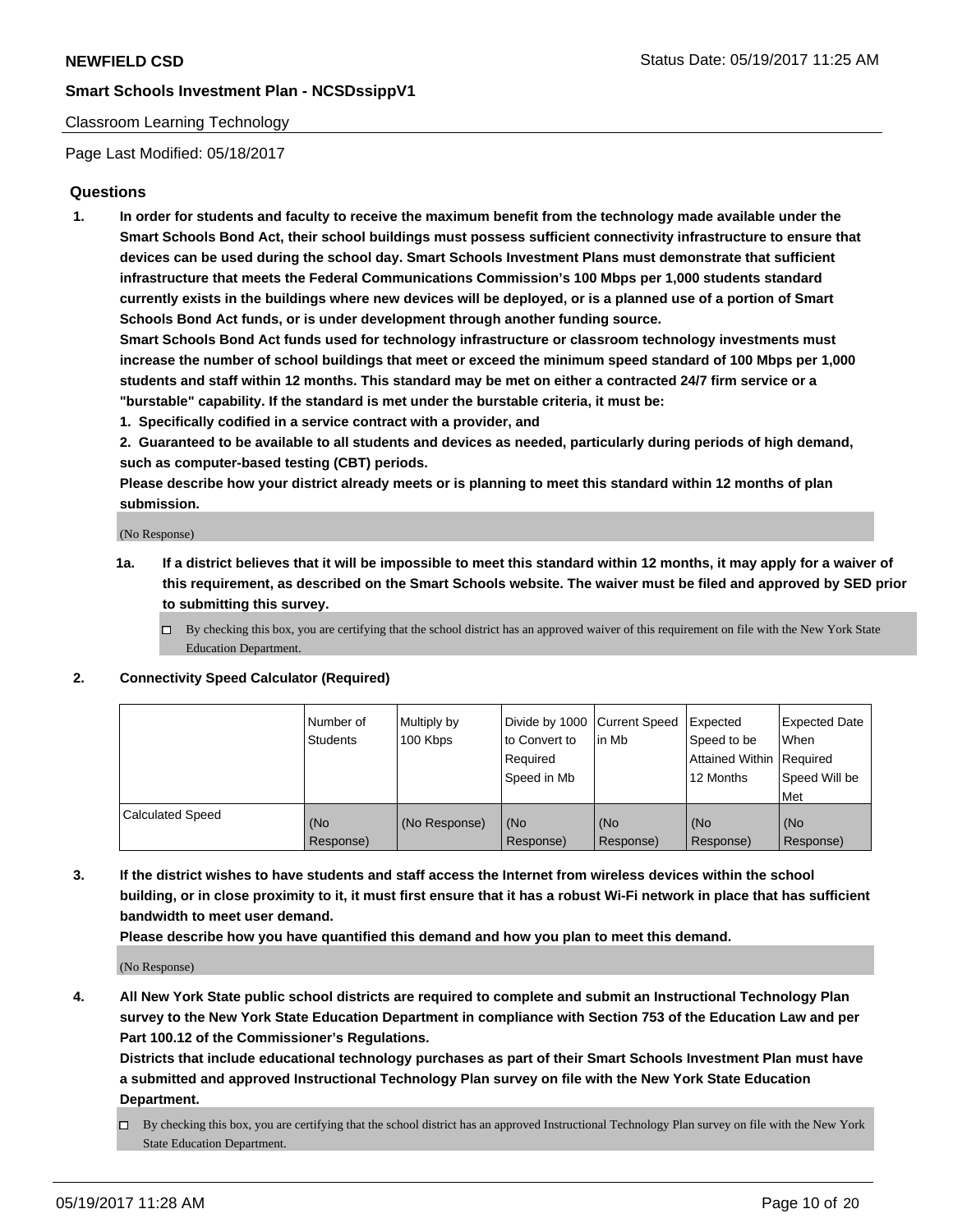NEWFIELD CSD

**Smart Schools Investment Plan - NCSDssippV1**

Classroom Learning Technology

Page Last Modified: 05/18/2017

## Questions

1. **In order for students and faculty to receive the maximum benefit from the technology made available under the Smart Schools Bond Act, their school buildings must possess sufficient connectivity infrastructure to ensure that devices can be used during the school day. Smart Schools Investment Plans must demonstrate that sufficient infrastructure that meets the Federal Communications Commission's 100 Mbps per 1,000 students standard currently exists in the buildings where new devices will be deployed, or is a planned use of a portion of Smart Schools Bond Act funds, or is under development through another funding source.**

   **Smart Schools Bond Act funds used for technology infrastructure or classroom technology investments must increase the number of school buildings that meet or exceed the minimum speed standard of 100 Mbps per 1,000 students and staff within 12 months. This standard may be met on either a contracted 24/7 firm service or a "burstable" capability. If the standard is met under the burstable criteria, it must be:**

   **1. Specifically codified in a service contract with a provider, and**

   **2. Guaranteed to be available to all students and devices as needed, particularly during periods of high demand, such as computer-based testing (CBT) periods.**

   **Please describe how your district already meets or is planning to meet this standard within 12 months of plan submission.**

   (No Response)

   **1a. If a district believes that it will be impossible to meet this standard within 12 months, it may apply for a waiver of this requirement, as described on the Smart Schools website. The waiver must be filed and approved by SED prior to submitting this survey.**

   - [ ] By checking this box, you are certifying that the school district has an approved waiver of this requirement on file with the New York State Education Department.

2. **Connectivity Speed Calculator (Required)**

| | Number of Students | Multiply by 100 Kbps | Divide by 1000 to Convert to Required Speed in Mb | Current Speed in Mb | Expected Speed to be Attained Within 12 Months | Expected Date When Required Speed Will be Met |
|---|---|---|---|---|---|---|
| Calculated Speed | (No Response) | (No Response) | (No Response) | (No Response) | (No Response) | (No Response) |

3. **If the district wishes to have students and staff access the Internet from wireless devices within the school building, or in close proximity to it, it must first ensure that it has a robust Wi-Fi network in place that has sufficient bandwidth to meet user demand.**

   **Please describe how you have quantified this demand and how you plan to meet this demand.**

   (No Response)

4. **All New York State public school districts are required to complete and submit an Instructional Technology Plan survey to the New York State Education Department in compliance with Section 753 of the Education Law and per Part 100.12 of the Commissioner's Regulations.**

   **Districts that include educational technology purchases as part of their Smart Schools Investment Plan must have a submitted and approved Instructional Technology Plan survey on file with the New York State Education Department.**

   - [ ] By checking this box, you are certifying that the school district has an approved Instructional Technology Plan survey on file with the New York State Education Department.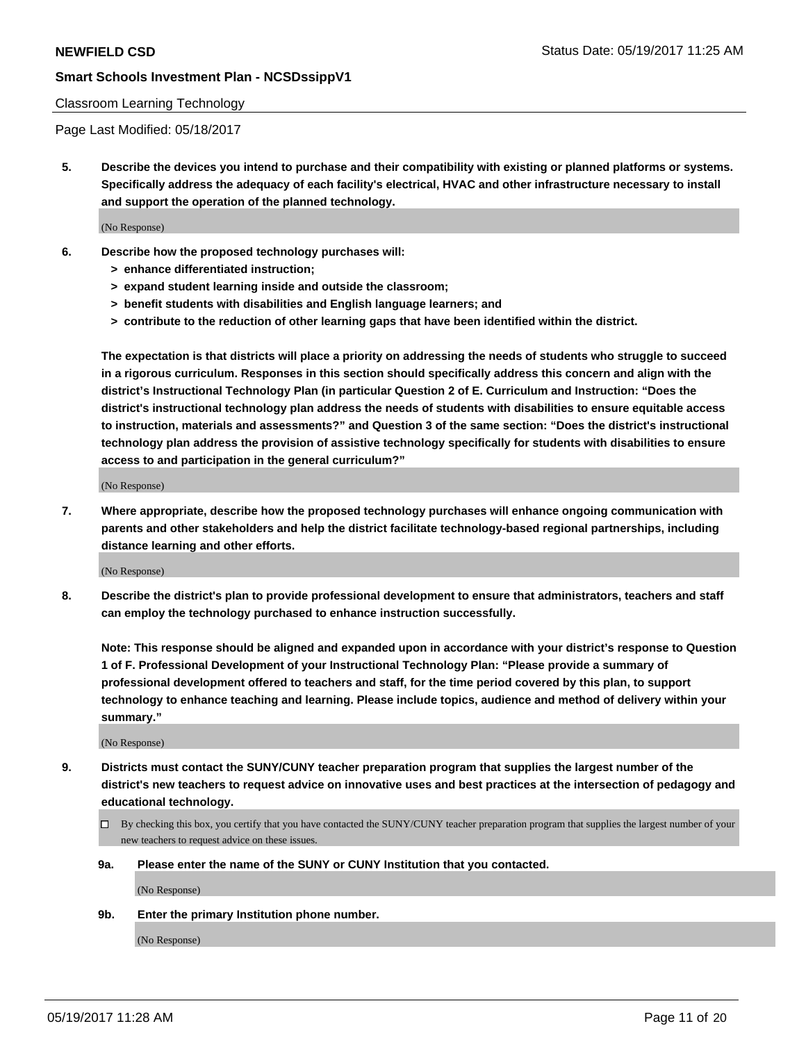Classroom Learning Technology

Page Last Modified: 05/18/2017

**5. Describe the devices you intend to purchase and their compatibility with existing or planned platforms or systems. Specifically address the adequacy of each facility's electrical, HVAC and other infrastructure necessary to install and support the operation of the planned technology.**

(No Response)

**6. Describe how the proposed technology purchases will:**

- **> enhance differentiated instruction;**
- **> expand student learning inside and outside the classroom;**
- **> benefit students with disabilities and English language learners; and**
- **> contribute to the reduction of other learning gaps that have been identified within the district.**

**The expectation is that districts will place a priority on addressing the needs of students who struggle to succeed in a rigorous curriculum. Responses in this section should specifically address this concern and align with the district's Instructional Technology Plan (in particular Question 2 of E. Curriculum and Instruction: "Does the district's instructional technology plan address the needs of students with disabilities to ensure equitable access to instruction, materials and assessments?" and Question 3 of the same section: "Does the district's instructional technology plan address the provision of assistive technology specifically for students with disabilities to ensure access to and participation in the general curriculum?"**

(No Response)

**7. Where appropriate, describe how the proposed technology purchases will enhance ongoing communication with parents and other stakeholders and help the district facilitate technology-based regional partnerships, including distance learning and other efforts.**

(No Response)

**8. Describe the district's plan to provide professional development to ensure that administrators, teachers and staff can employ the technology purchased to enhance instruction successfully.**

**Note: This response should be aligned and expanded upon in accordance with your district's response to Question 1 of F. Professional Development of your Instructional Technology Plan: "Please provide a summary of professional development offered to teachers and staff, for the time period covered by this plan, to support technology to enhance teaching and learning. Please include topics, audience and method of delivery within your summary."**

(No Response)

**9. Districts must contact the SUNY/CUNY teacher preparation program that supplies the largest number of the district's new teachers to request advice on innovative uses and best practices at the intersection of pedagogy and educational technology.**

☐ By checking this box, you certify that you have contacted the SUNY/CUNY teacher preparation program that supplies the largest number of your new teachers to request advice on these issues.

**9a. Please enter the name of the SUNY or CUNY Institution that you contacted.**

(No Response)

**9b. Enter the primary Institution phone number.**

(No Response)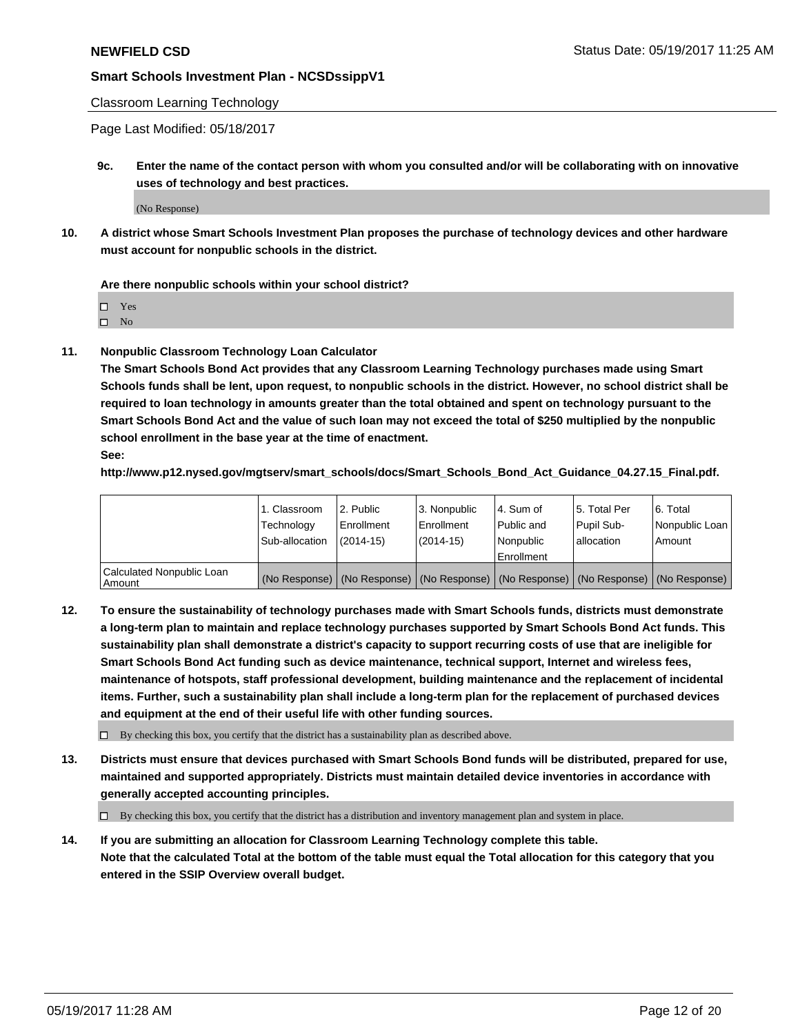Classroom Learning Technology

Page Last Modified: 05/18/2017

**9c. Enter the name of the contact person with whom you consulted and/or will be collaborating with on innovative uses of technology and best practices.**

(No Response)

**10. A district whose Smart Schools Investment Plan proposes the purchase of technology devices and other hardware must account for nonpublic schools in the district.**

**Are there nonpublic schools within your school district?**

- ☐ Yes
- ☐ No

**11. Nonpublic Classroom Technology Loan Calculator**

**The Smart Schools Bond Act provides that any Classroom Learning Technology purchases made using Smart Schools funds shall be lent, upon request, to nonpublic schools in the district. However, no school district shall be required to loan technology in amounts greater than the total obtained and spent on technology pursuant to the Smart Schools Bond Act and the value of such loan may not exceed the total of $250 multiplied by the nonpublic school enrollment in the base year at the time of enactment.**

**See:**

**http://www.p12.nysed.gov/mgtserv/smart_schools/docs/Smart_Schools_Bond_Act_Guidance_04.27.15_Final.pdf.**

| | 1. Classroom Technology Sub-allocation | 2. Public Enrollment (2014-15) | 3. Nonpublic Enrollment (2014-15) | 4. Sum of Public and Nonpublic Enrollment | 5. Total Per Pupil Sub-allocation | 6. Total Nonpublic Loan Amount |
|---|---|---|---|---|---|---|
| Calculated Nonpublic Loan Amount | (No Response) | (No Response) | (No Response) | (No Response) | (No Response) | (No Response) |

**12. To ensure the sustainability of technology purchases made with Smart Schools funds, districts must demonstrate a long-term plan to maintain and replace technology purchases supported by Smart Schools Bond Act funds. This sustainability plan shall demonstrate a district's capacity to support recurring costs of use that are ineligible for Smart Schools Bond Act funding such as device maintenance, technical support, Internet and wireless fees, maintenance of hotspots, staff professional development, building maintenance and the replacement of incidental items. Further, such a sustainability plan shall include a long-term plan for the replacement of purchased devices and equipment at the end of their useful life with other funding sources.**

☐ By checking this box, you certify that the district has a sustainability plan as described above.

**13. Districts must ensure that devices purchased with Smart Schools Bond funds will be distributed, prepared for use, maintained and supported appropriately. Districts must maintain detailed device inventories in accordance with generally accepted accounting principles.**

☐ By checking this box, you certify that the district has a distribution and inventory management plan and system in place.

**14. If you are submitting an allocation for Classroom Learning Technology complete this table. Note that the calculated Total at the bottom of the table must equal the Total allocation for this category that you entered in the SSIP Overview overall budget.**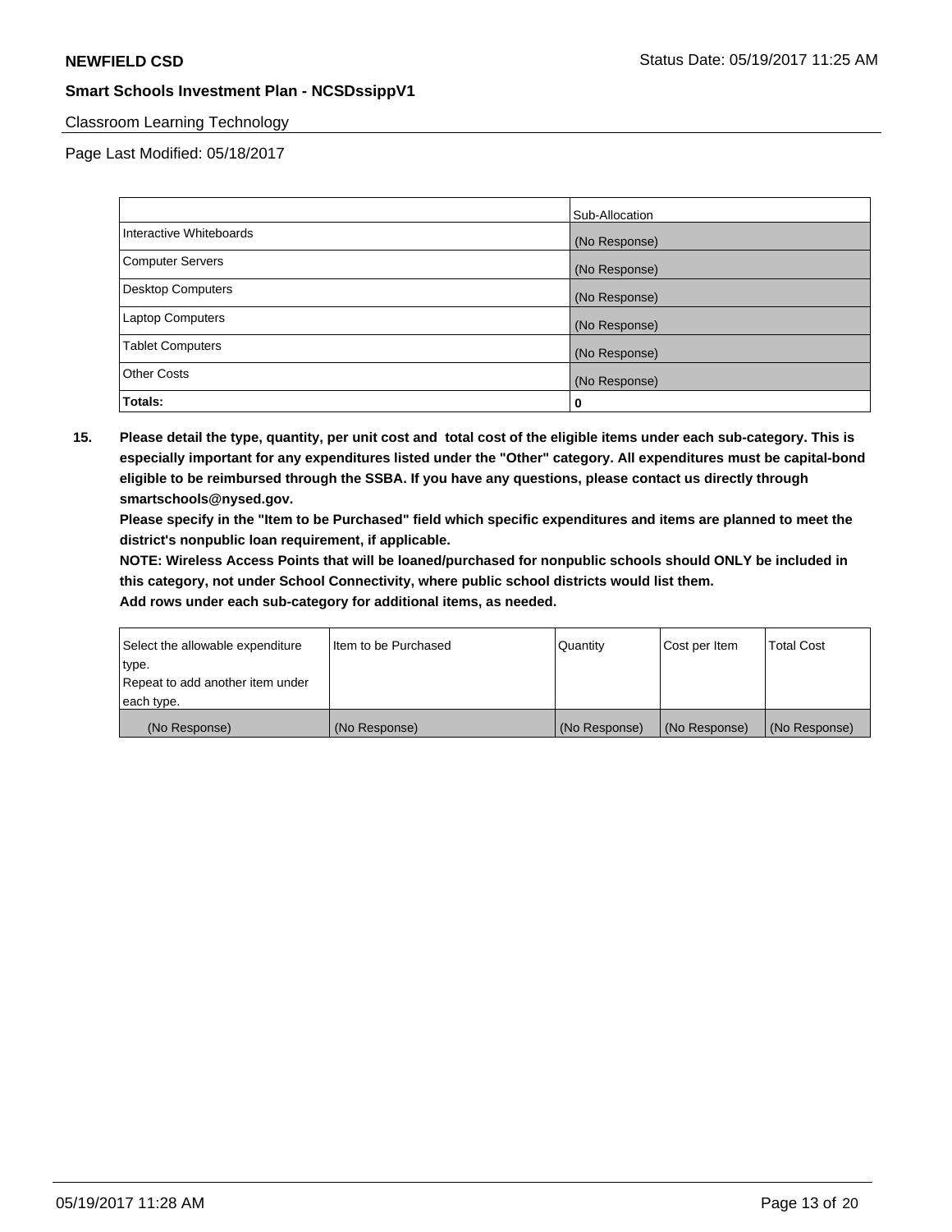Classroom Learning Technology

Page Last Modified: 05/18/2017

|  | Sub-Allocation |
|---|---|
| Interactive Whiteboards | (No Response) |
| Computer Servers | (No Response) |
| Desktop Computers | (No Response) |
| Laptop Computers | (No Response) |
| Tablet Computers | (No Response) |
| Other Costs | (No Response) |
| **Totals:** | 0 |

**15. Please detail the type, quantity, per unit cost and total cost of the eligible items under each sub-category. This is especially important for any expenditures listed under the "Other" category. All expenditures must be capital-bond eligible to be reimbursed through the SSBA. If you have any questions, please contact us directly through smartschools@nysed.gov.**

**Please specify in the "Item to be Purchased" field which specific expenditures and items are planned to meet the district's nonpublic loan requirement, if applicable.**

**NOTE: Wireless Access Points that will be loaned/purchased for nonpublic schools should ONLY be included in this category, not under School Connectivity, where public school districts would list them.**

**Add rows under each sub-category for additional items, as needed.**

| Select the allowable expenditure type. Repeat to add another item under each type. | Item to be Purchased | Quantity | Cost per Item | Total Cost |
|---|---|---|---|---|
| (No Response) | (No Response) | (No Response) | (No Response) | (No Response) |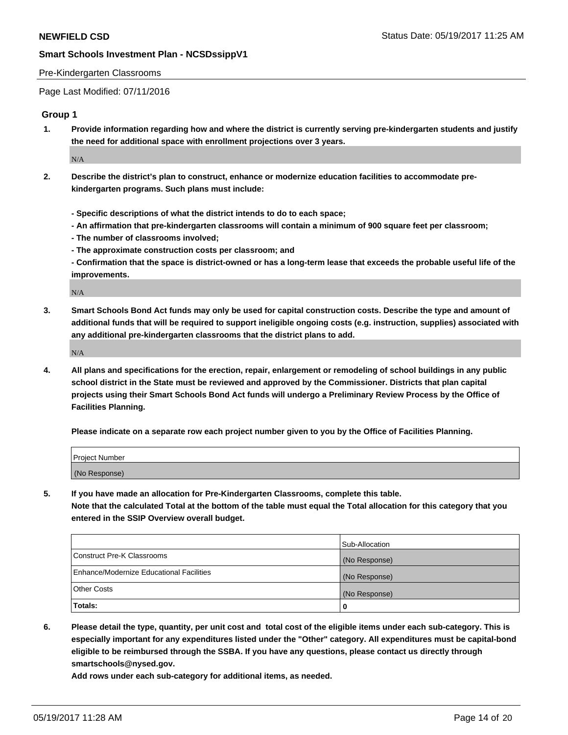Pre-Kindergarten Classrooms

Page Last Modified: 07/11/2016

## Group 1

**1. Provide information regarding how and where the district is currently serving pre-kindergarten students and justify the need for additional space with enrollment projections over 3 years.**

N/A

**2. Describe the district's plan to construct, enhance or modernize education facilities to accommodate pre-kindergarten programs. Such plans must include:**

**- Specific descriptions of what the district intends to do to each space;**
**- An affirmation that pre-kindergarten classrooms will contain a minimum of 900 square feet per classroom;**
**- The number of classrooms involved;**
**- The approximate construction costs per classroom; and**
**- Confirmation that the space is district-owned or has a long-term lease that exceeds the probable useful life of the improvements.**

N/A

**3. Smart Schools Bond Act funds may only be used for capital construction costs. Describe the type and amount of additional funds that will be required to support ineligible ongoing costs (e.g. instruction, supplies) associated with any additional pre-kindergarten classrooms that the district plans to add.**

N/A

**4. All plans and specifications for the erection, repair, enlargement or remodeling of school buildings in any public school district in the State must be reviewed and approved by the Commissioner. Districts that plan capital projects using their Smart Schools Bond Act funds will undergo a Preliminary Review Process by the Office of Facilities Planning.**

**Please indicate on a separate row each project number given to you by the Office of Facilities Planning.**

| Project Number |
|---|
| (No Response) |

**5. If you have made an allocation for Pre-Kindergarten Classrooms, complete this table.**
**Note that the calculated Total at the bottom of the table must equal the Total allocation for this category that you entered in the SSIP Overview overall budget.**

| | Sub-Allocation |
|---|---|
| Construct Pre-K Classrooms | (No Response) |
| Enhance/Modernize Educational Facilities | (No Response) |
| Other Costs | (No Response) |
| **Totals:** | **0** |

**6. Please detail the type, quantity, per unit cost and total cost of the eligible items under each sub-category. This is especially important for any expenditures listed under the "Other" category. All expenditures must be capital-bond eligible to be reimbursed through the SSBA. If you have any questions, please contact us directly through smartschools@nysed.gov.**
**Add rows under each sub-category for additional items, as needed.**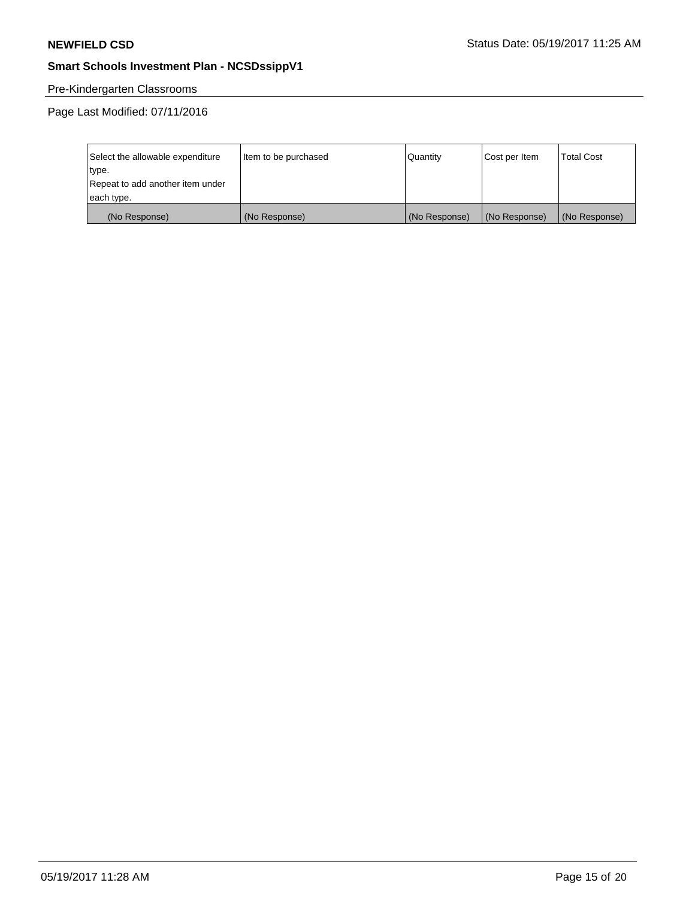Pre-Kindergarten Classrooms

Page Last Modified: 07/11/2016

| Select the allowable expenditure type. Repeat to add another item under each type. | Item to be purchased | Quantity | Cost per Item | Total Cost |
|---|---|---|---|---|
| (No Response) | (No Response) | (No Response) | (No Response) | (No Response) |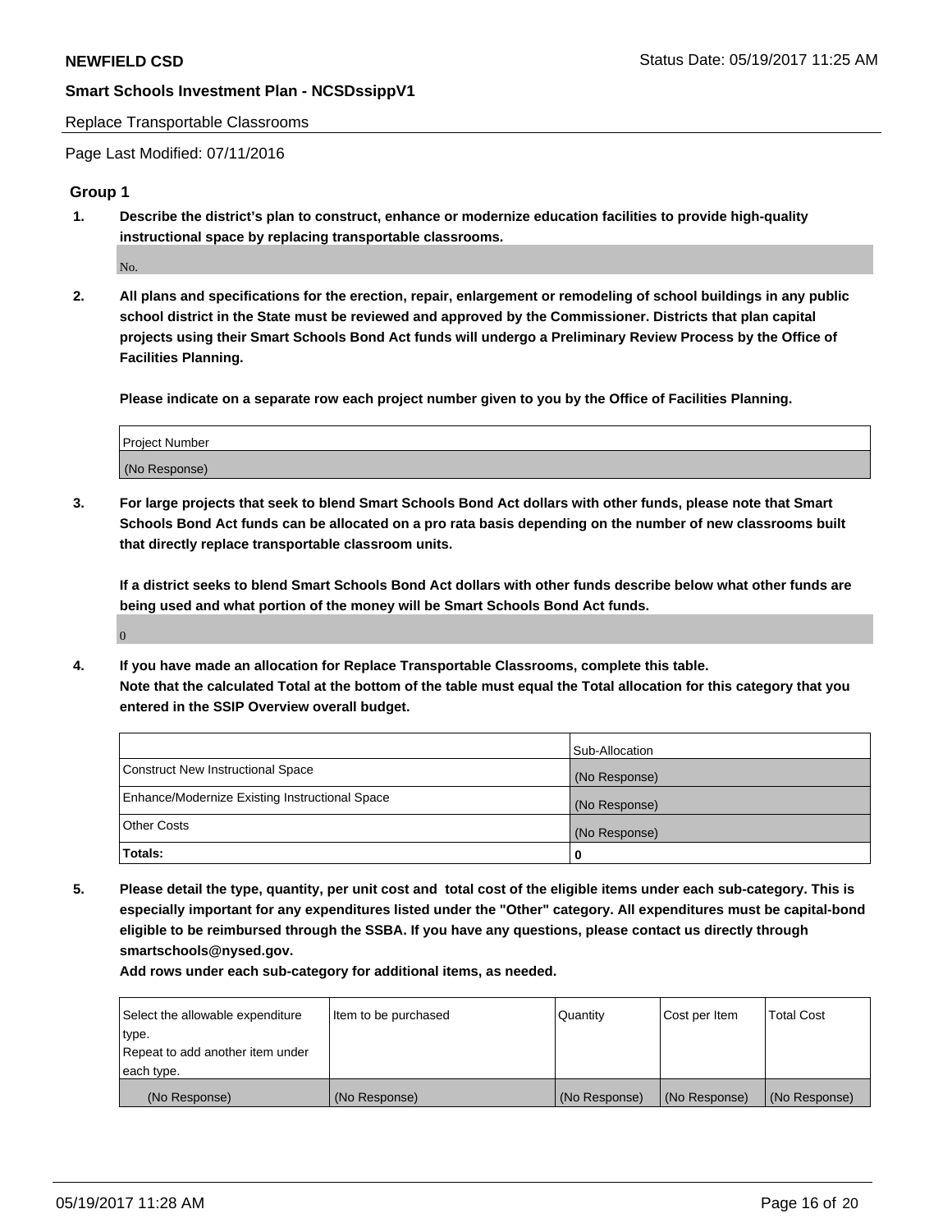Replace Transportable Classrooms

Page Last Modified: 07/11/2016

## Group 1

1. **Describe the district's plan to construct, enhance or modernize education facilities to provide high-quality instructional space by replacing transportable classrooms.**

   No.

2. **All plans and specifications for the erection, repair, enlargement or remodeling of school buildings in any public school district in the State must be reviewed and approved by the Commissioner. Districts that plan capital projects using their Smart Schools Bond Act funds will undergo a Preliminary Review Process by the Office of Facilities Planning.**

   **Please indicate on a separate row each project number given to you by the Office of Facilities Planning.**

| Project Number |
| --- |
| (No Response) |

3. **For large projects that seek to blend Smart Schools Bond Act dollars with other funds, please note that Smart Schools Bond Act funds can be allocated on a pro rata basis depending on the number of new classrooms built that directly replace transportable classroom units.**

   **If a district seeks to blend Smart Schools Bond Act dollars with other funds describe below what other funds are being used and what portion of the money will be Smart Schools Bond Act funds.**

   0

4. **If you have made an allocation for Replace Transportable Classrooms, complete this table.**
   **Note that the calculated Total at the bottom of the table must equal the Total allocation for this category that you entered in the SSIP Overview overall budget.**

| | Sub-Allocation |
| --- | --- |
| Construct New Instructional Space | (No Response) |
| Enhance/Modernize Existing Instructional Space | (No Response) |
| Other Costs | (No Response) |
| **Totals:** | **0** |

5. **Please detail the type, quantity, per unit cost and total cost of the eligible items under each sub-category. This is especially important for any expenditures listed under the "Other" category. All expenditures must be capital-bond eligible to be reimbursed through the SSBA. If you have any questions, please contact us directly through smartschools@nysed.gov.**

   **Add rows under each sub-category for additional items, as needed.**

| Select the allowable expenditure type. Repeat to add another item under each type. | Item to be purchased | Quantity | Cost per Item | Total Cost |
| --- | --- | --- | --- | --- |
| (No Response) | (No Response) | (No Response) | (No Response) | (No Response) |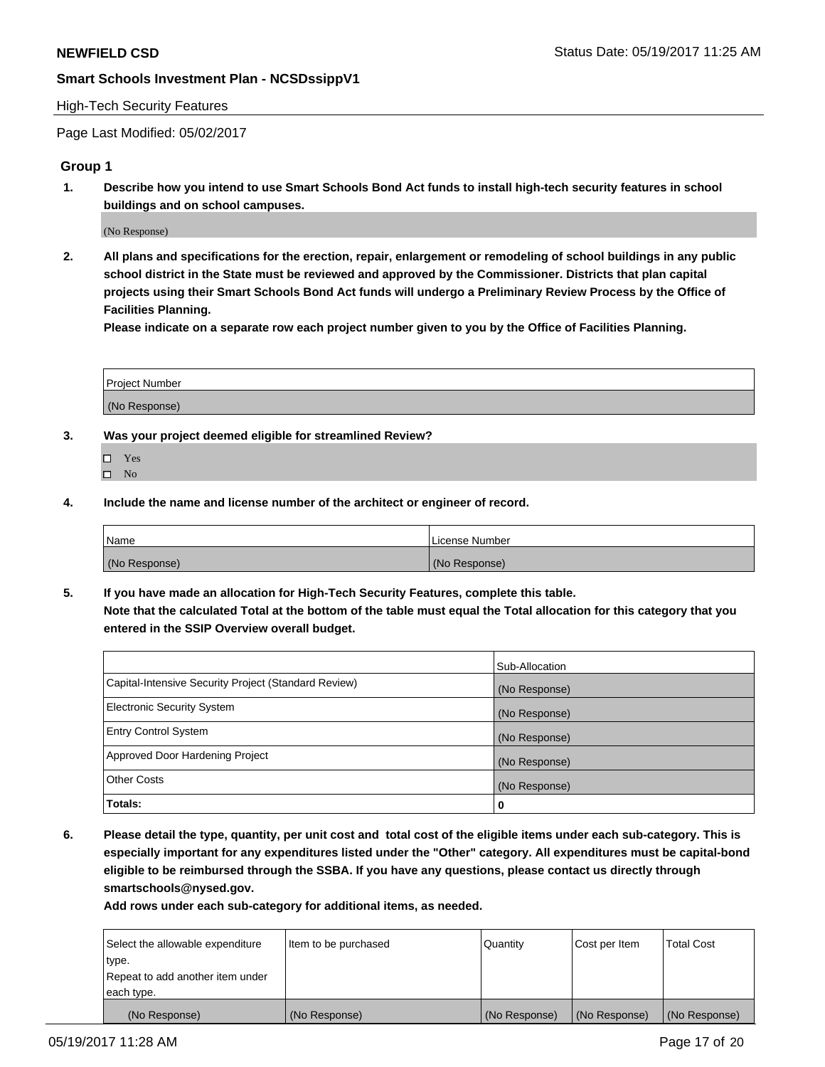High-Tech Security Features

Page Last Modified: 05/02/2017

## Group 1

**1. Describe how you intend to use Smart Schools Bond Act funds to install high-tech security features in school buildings and on school campuses.**

(No Response)

**2. All plans and specifications for the erection, repair, enlargement or remodeling of school buildings in any public school district in the State must be reviewed and approved by the Commissioner. Districts that plan capital projects using their Smart Schools Bond Act funds will undergo a Preliminary Review Process by the Office of Facilities Planning.**
**Please indicate on a separate row each project number given to you by the Office of Facilities Planning.**

| Project Number |
|---|
| (No Response) |

**3. Was your project deemed eligible for streamlined Review?**

- ☐ Yes
- ☐ No

**4. Include the name and license number of the architect or engineer of record.**

| Name | License Number |
|---|---|
| (No Response) | (No Response) |

**5. If you have made an allocation for High-Tech Security Features, complete this table.**
**Note that the calculated Total at the bottom of the table must equal the Total allocation for this category that you entered in the SSIP Overview overall budget.**

| | Sub-Allocation |
|---|---|
| Capital-Intensive Security Project (Standard Review) | (No Response) |
| Electronic Security System | (No Response) |
| Entry Control System | (No Response) |
| Approved Door Hardening Project | (No Response) |
| Other Costs | (No Response) |
| **Totals:** | **0** |

**6. Please detail the type, quantity, per unit cost and total cost of the eligible items under each sub-category. This is especially important for any expenditures listed under the "Other" category. All expenditures must be capital-bond eligible to be reimbursed through the SSBA. If you have any questions, please contact us directly through smartschools@nysed.gov.**
**Add rows under each sub-category for additional items, as needed.**

| Select the allowable expenditure type. Repeat to add another item under each type. | Item to be purchased | Quantity | Cost per Item | Total Cost |
|---|---|---|---|---|
| (No Response) | (No Response) | (No Response) | (No Response) | (No Response) |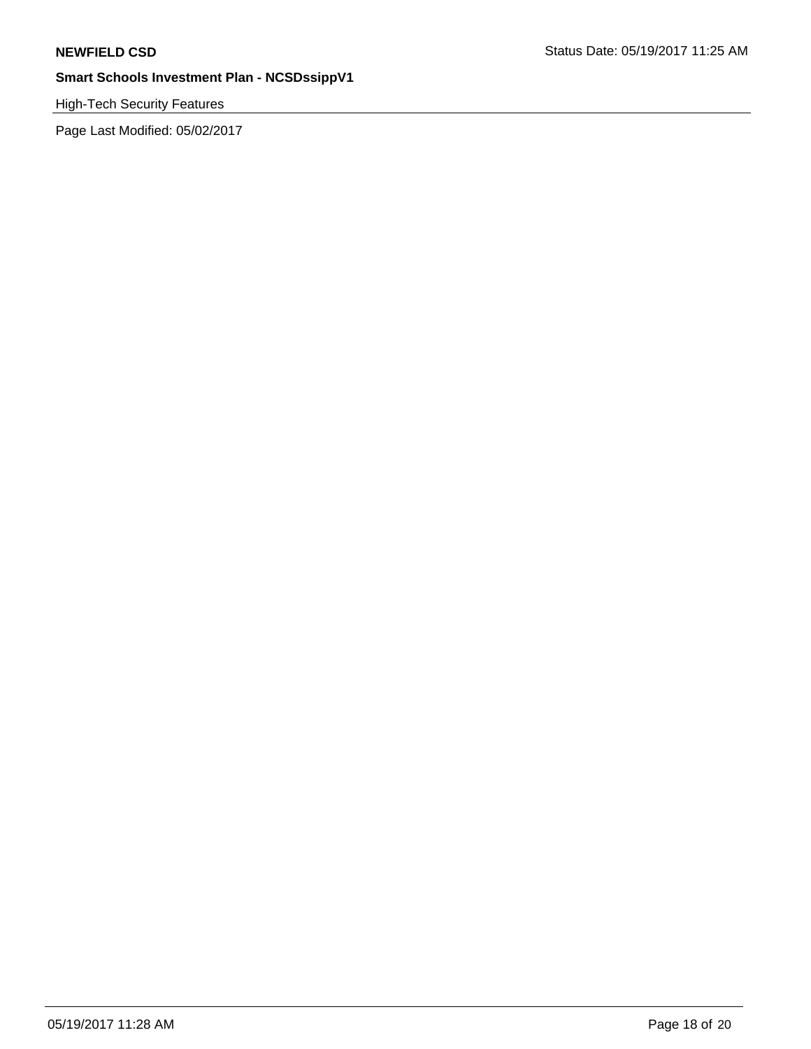High-Tech Security Features

Page Last Modified: 05/02/2017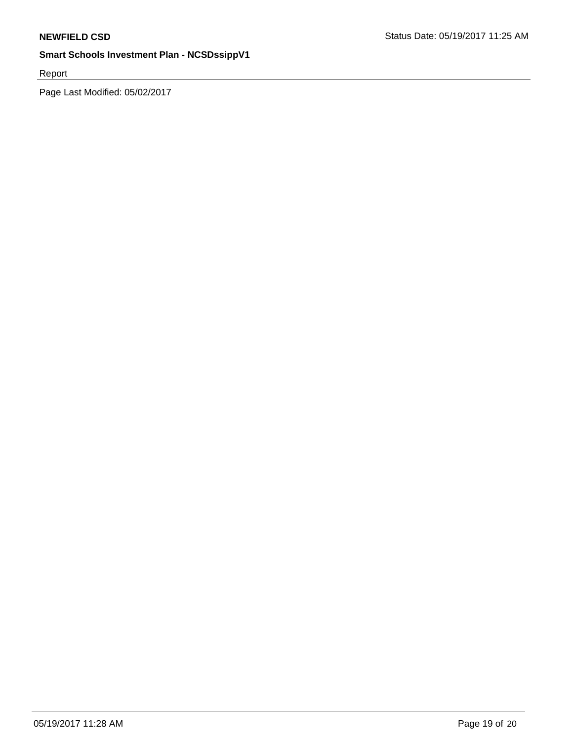Report

Page Last Modified: 05/02/2017